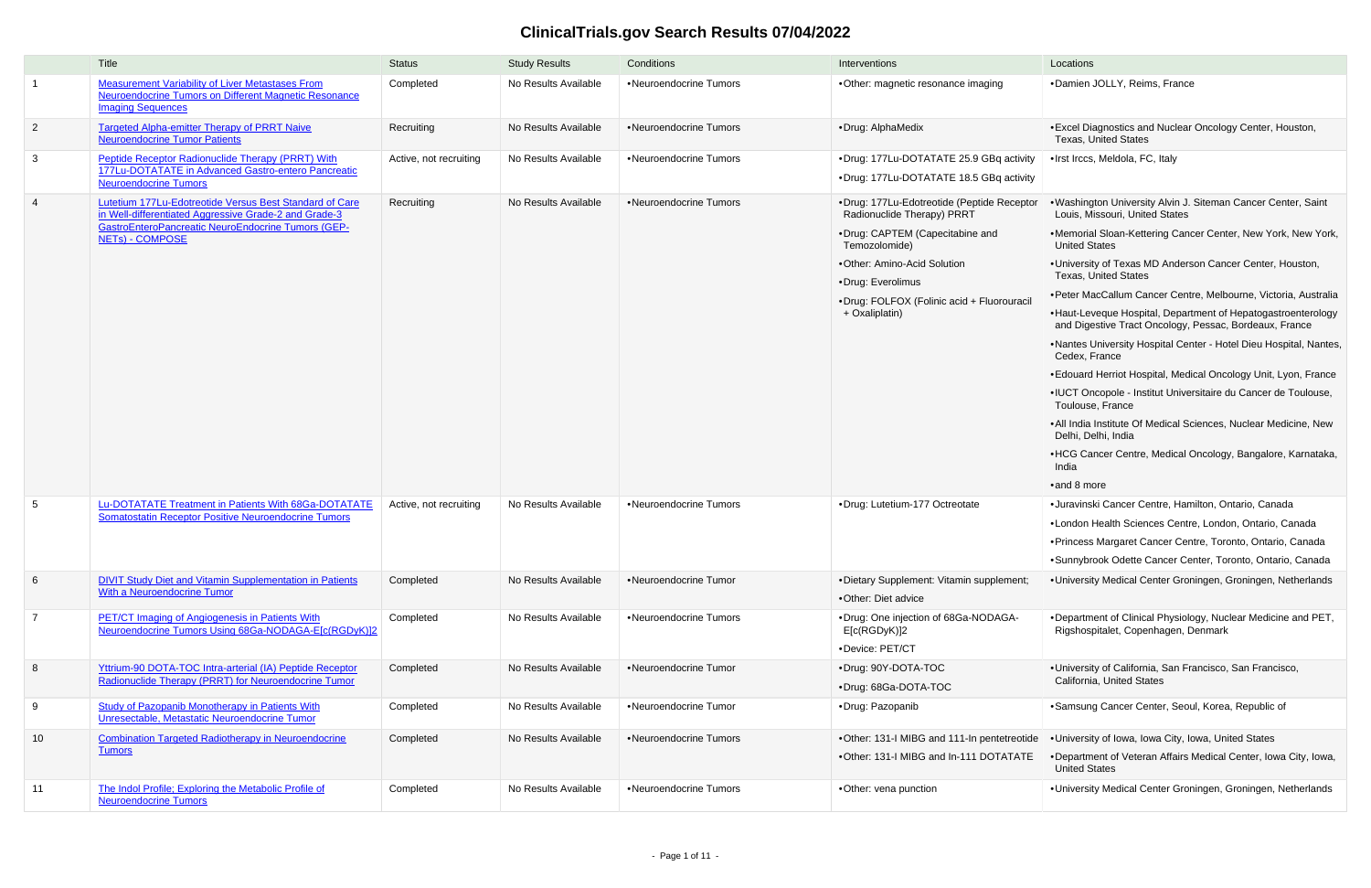# ClinicalTrials.gov Search Results 07/04/2022

| | Title | Status | Study Results | Conditions | Interventions | Locations |
|---|---|---|---|---|---|---|
| 1 | Measurement Variability of Liver Metastases From Neuroendocrine Tumors on Different Magnetic Resonance Imaging Sequences | Completed | No Results Available | •Neuroendocrine Tumors | •Other: magnetic resonance imaging | •Damien JOLLY, Reims, France |
| 2 | Targeted Alpha-emitter Therapy of PRRT Naive Neuroendocrine Tumor Patients | Recruiting | No Results Available | •Neuroendocrine Tumors | •Drug: AlphaMedix | •Excel Diagnostics and Nuclear Oncology Center, Houston, Texas, United States |
| 3 | Peptide Receptor Radionuclide Therapy (PRRT) With 177Lu-DOTATATE in Advanced Gastro-entero Pancreatic Neuroendocrine Tumors | Active, not recruiting | No Results Available | •Neuroendocrine Tumors | •Drug: 177Lu-DOTATATE 25.9 GBq activity<br>•Drug: 177Lu-DOTATATE 18.5 GBq activity | •Irst Irccs, Meldola, FC, Italy |
| 4 | Lutetium 177Lu-Edotreotide Versus Best Standard of Care in Well-differentiated Aggressive Grade-2 and Grade-3 GastroEnteroPancreatic NeuroEndocrine Tumors (GEP-NETs) - COMPOSE | Recruiting | No Results Available | •Neuroendocrine Tumors | •Drug: 177Lu-Edotreotide (Peptide Receptor Radionuclide Therapy) PRRT<br>•Drug: CAPTEM (Capecitabine and Temozolomide)<br>•Other: Amino-Acid Solution<br>•Drug: Everolimus<br>•Drug: FOLFOX (Folinic acid + Fluorouracil + Oxaliplatin) | •Washington University Alvin J. Siteman Cancer Center, Saint Louis, Missouri, United States<br>•Memorial Sloan-Kettering Cancer Center, New York, New York, United States<br>•University of Texas MD Anderson Cancer Center, Houston, Texas, United States<br>•Peter MacCallum Cancer Centre, Melbourne, Victoria, Australia<br>•Haut-Leveque Hospital, Department of Hepatogastroenterology and Digestive Tract Oncology, Pessac, Bordeaux, France<br>•Nantes University Hospital Center - Hotel Dieu Hospital, Nantes, Cedex, France<br>•Edouard Herriot Hospital, Medical Oncology Unit, Lyon, France<br>•IUCT Oncopole - Institut Universitaire du Cancer de Toulouse, Toulouse, France<br>•All India Institute Of Medical Sciences, Nuclear Medicine, New Delhi, Delhi, India<br>•HCG Cancer Centre, Medical Oncology, Bangalore, Karnataka, India<br>•and 8 more |
| 5 | Lu-DOTATATE Treatment in Patients With 68Ga-DOTATATE Somatostatin Receptor Positive Neuroendocrine Tumors | Active, not recruiting | No Results Available | •Neuroendocrine Tumors | •Drug: Lutetium-177 Octreotate | •Juravinski Cancer Centre, Hamilton, Ontario, Canada<br>•London Health Sciences Centre, London, Ontario, Canada<br>•Princess Margaret Cancer Centre, Toronto, Ontario, Canada<br>•Sunnybrook Odette Cancer Center, Toronto, Ontario, Canada |
| 6 | DIVIT Study Diet and Vitamin Supplementation in Patients With a Neuroendocrine Tumor | Completed | No Results Available | •Neuroendocrine Tumor | •Dietary Supplement: Vitamin supplement;<br>•Other: Diet advice | •University Medical Center Groningen, Groningen, Netherlands |
| 7 | PET/CT Imaging of Angiogenesis in Patients With Neuroendocrine Tumors Using 68Ga-NODAGA-E[c(RGDyK)]2 | Completed | No Results Available | •Neuroendocrine Tumors | •Drug: One injection of 68Ga-NODAGA-E[c(RGDyK)]2<br>•Device: PET/CT | •Department of Clinical Physiology, Nuclear Medicine and PET, Rigshospitalet, Copenhagen, Denmark |
| 8 | Yttrium-90 DOTA-TOC Intra-arterial (IA) Peptide Receptor Radionuclide Therapy (PRRT) for Neuroendocrine Tumor | Completed | No Results Available | •Neuroendocrine Tumor | •Drug: 90Y-DOTA-TOC<br>•Drug: 68Ga-DOTA-TOC | •University of California, San Francisco, San Francisco, California, United States |
| 9 | Study of Pazopanib Monotherapy in Patients With Unresectable, Metastatic Neuroendocrine Tumor | Completed | No Results Available | •Neuroendocrine Tumor | •Drug: Pazopanib | •Samsung Cancer Center, Seoul, Korea, Republic of |
| 10 | Combination Targeted Radiotherapy in Neuroendocrine Tumors | Completed | No Results Available | •Neuroendocrine Tumors | •Other: 131-I MIBG and 111-In pentetreotide<br>•Other: 131-I MIBG and In-111 DOTATATE | •University of Iowa, Iowa City, Iowa, United States<br>•Department of Veteran Affairs Medical Center, Iowa City, Iowa, United States |
| 11 | The Indol Profile; Exploring the Metabolic Profile of Neuroendocrine Tumors | Completed | No Results Available | •Neuroendocrine Tumors | •Other: vena punction | •University Medical Center Groningen, Groningen, Netherlands |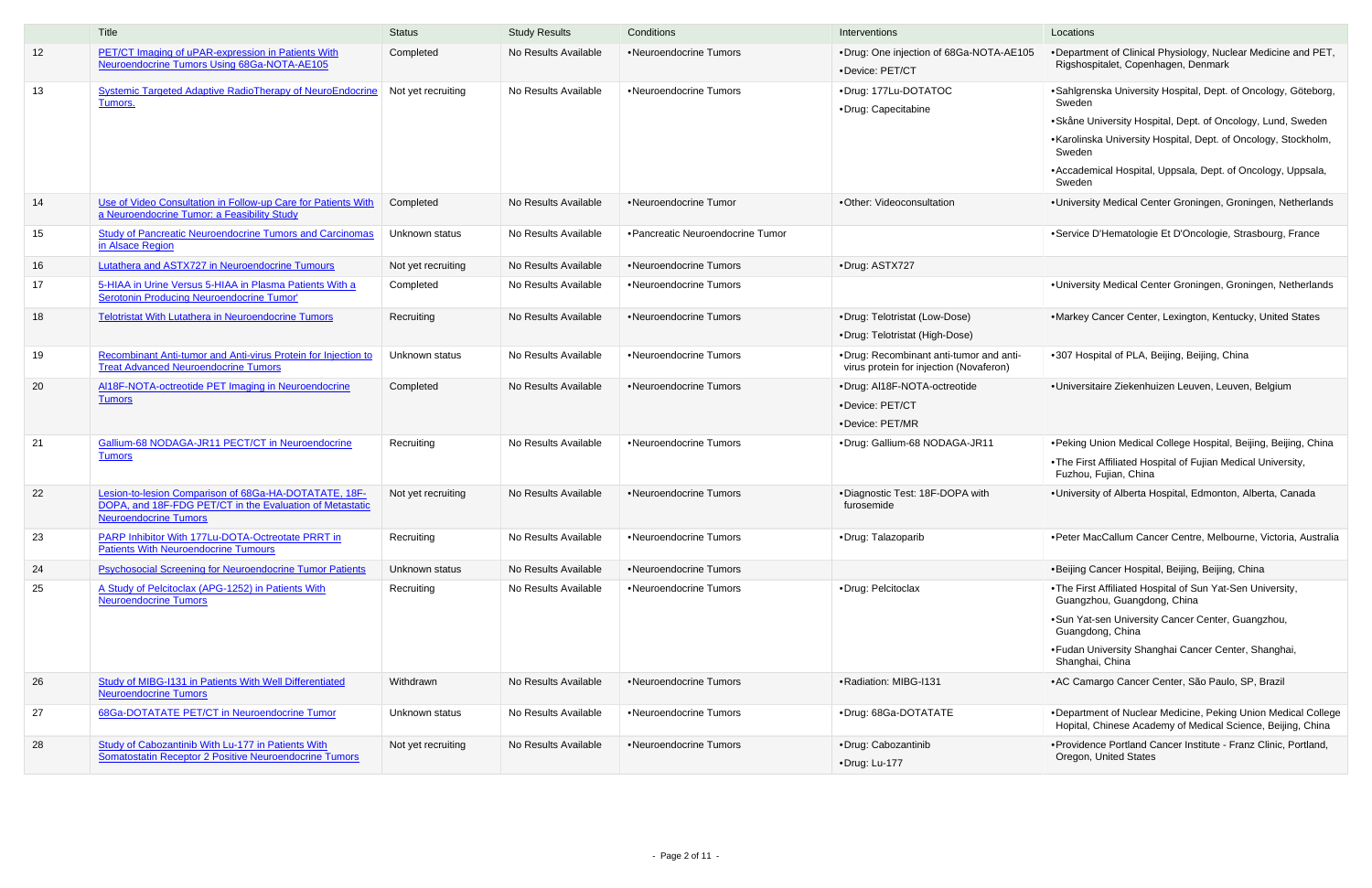| | Title | Status | Study Results | Conditions | Interventions | Locations |
|---|---|---|---|---|---|---|
| 12 | PET/CT Imaging of uPAR-expression in Patients With Neuroendocrine Tumors Using 68Ga-NOTA-AE105 | Completed | No Results Available | •Neuroendocrine Tumors | •Drug: One injection of 68Ga-NOTA-AE105<br>•Device: PET/CT | •Department of Clinical Physiology, Nuclear Medicine and PET, Rigshospitalet, Copenhagen, Denmark |
| 13 | Systemic Targeted Adaptive RadioTherapy of NeuroEndocrine Tumors. | Not yet recruiting | No Results Available | •Neuroendocrine Tumors | •Drug: 177Lu-DOTATOC<br>•Drug: Capecitabine | •Sahlgrenska University Hospital, Dept. of Oncology, Göteborg, Sweden<br>•Skåne University Hospital, Dept. of Oncology, Lund, Sweden<br>•Karolinska University Hospital, Dept. of Oncology, Stockholm, Sweden<br>•Accademical Hospital, Uppsala, Dept. of Oncology, Uppsala, Sweden |
| 14 | Use of Video Consultation in Follow-up Care for Patients With a Neuroendocrine Tumor: a Feasibility Study | Completed | No Results Available | •Neuroendocrine Tumor | •Other: Videoconsultation | •University Medical Center Groningen, Groningen, Netherlands |
| 15 | Study of Pancreatic Neuroendocrine Tumors and Carcinomas in Alsace Region | Unknown status | No Results Available | •Pancreatic Neuroendocrine Tumor | | •Service D'Hematologie Et D'Oncologie, Strasbourg, France |
| 16 | Lutathera and ASTX727 in Neuroendocrine Tumours | Not yet recruiting | No Results Available | •Neuroendocrine Tumors | •Drug: ASTX727 | |
| 17 | 5-HIAA in Urine Versus 5-HIAA in Plasma Patients With a Serotonin Producing Neuroendocrine Tumor' | Completed | No Results Available | •Neuroendocrine Tumors | | •University Medical Center Groningen, Groningen, Netherlands |
| 18 | Telotristat With Lutathera in Neuroendocrine Tumors | Recruiting | No Results Available | •Neuroendocrine Tumors | •Drug: Telotristat (Low-Dose)<br>•Drug: Telotristat (High-Dose) | •Markey Cancer Center, Lexington, Kentucky, United States |
| 19 | Recombinant Anti-tumor and Anti-virus Protein for Injection to Treat Advanced Neuroendocrine Tumors | Unknown status | No Results Available | •Neuroendocrine Tumors | •Drug: Recombinant anti-tumor and anti-virus protein for injection (Novaferon) | •307 Hospital of PLA, Beijing, Beijing, China |
| 20 | Al18F-NOTA-octreotide PET Imaging in Neuroendocrine Tumors | Completed | No Results Available | •Neuroendocrine Tumors | •Drug: Al18F-NOTA-octreotide<br>•Device: PET/CT<br>•Device: PET/MR | •Universitaire Ziekenhuizen Leuven, Leuven, Belgium |
| 21 | Gallium-68 NODAGA-JR11 PECT/CT in Neuroendocrine Tumors | Recruiting | No Results Available | •Neuroendocrine Tumors | •Drug: Gallium-68 NODAGA-JR11 | •Peking Union Medical College Hospital, Beijing, Beijing, China<br>•The First Affiliated Hospital of Fujian Medical University, Fuzhou, Fujian, China |
| 22 | Lesion-to-lesion Comparison of 68Ga-HA-DOTATATE, 18F-DOPA, and 18F-FDG PET/CT in the Evaluation of Metastatic Neuroendocrine Tumors | Not yet recruiting | No Results Available | •Neuroendocrine Tumors | •Diagnostic Test: 18F-DOPA with furosemide | •University of Alberta Hospital, Edmonton, Alberta, Canada |
| 23 | PARP Inhibitor With 177Lu-DOTA-Octreotate PRRT in Patients With Neuroendocrine Tumours | Recruiting | No Results Available | •Neuroendocrine Tumors | •Drug: Talazoparib | •Peter MacCallum Cancer Centre, Melbourne, Victoria, Australia |
| 24 | Psychosocial Screening for Neuroendocrine Tumor Patients | Unknown status | No Results Available | •Neuroendocrine Tumors | | •Beijing Cancer Hospital, Beijing, Beijing, China |
| 25 | A Study of Pelcitoclax (APG-1252) in Patients With Neuroendocrine Tumors | Recruiting | No Results Available | •Neuroendocrine Tumors | •Drug: Pelcitoclax | •The First Affiliated Hospital of Sun Yat-Sen University, Guangzhou, Guangdong, China<br>•Sun Yat-sen University Cancer Center, Guangzhou, Guangdong, China<br>•Fudan University Shanghai Cancer Center, Shanghai, Shanghai, China |
| 26 | Study of MIBG-I131 in Patients With Well Differentiated Neuroendocrine Tumors | Withdrawn | No Results Available | •Neuroendocrine Tumors | •Radiation: MIBG-I131 | •AC Camargo Cancer Center, São Paulo, SP, Brazil |
| 27 | 68Ga-DOTATATE PET/CT in Neuroendocrine Tumor | Unknown status | No Results Available | •Neuroendocrine Tumors | •Drug: 68Ga-DOTATATE | •Department of Nuclear Medicine, Peking Union Medical College Hospital, Chinese Academy of Medical Science, Beijing, China |
| 28 | Study of Cabozantinib With Lu-177 in Patients With Somatostatin Receptor 2 Positive Neuroendocrine Tumors | Not yet recruiting | No Results Available | •Neuroendocrine Tumors | •Drug: Cabozantinib<br>•Drug: Lu-177 | •Providence Portland Cancer Institute - Franz Clinic, Portland, Oregon, United States |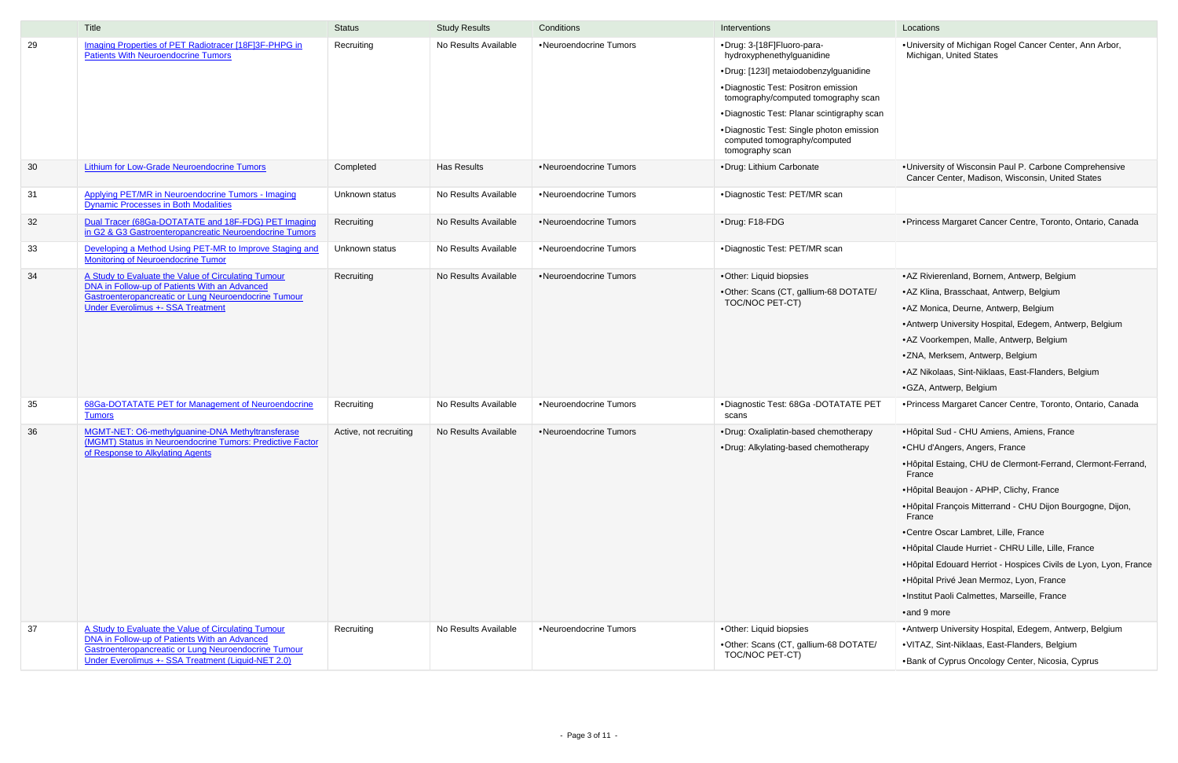| | Title | Status | Study Results | Conditions | Interventions | Locations |
|---|---|---|---|---|---|---|
| 29 | Imaging Properties of PET Radiotracer [18F]3F-PHPG in Patients With Neuroendocrine Tumors | Recruiting | No Results Available | • Neuroendocrine Tumors | • Drug: 3-[18F]Fluoro-para-hydroxyphenethylguanidine<br>• Drug: [123I] metaiodobenzylguanidine<br>• Diagnostic Test: Positron emission tomography/computed tomography scan<br>• Diagnostic Test: Planar scintigraphy scan<br>• Diagnostic Test: Single photon emission computed tomography/computed tomography scan | • University of Michigan Rogel Cancer Center, Ann Arbor, Michigan, United States |
| 30 | Lithium for Low-Grade Neuroendocrine Tumors | Completed | Has Results | • Neuroendocrine Tumors | • Drug: Lithium Carbonate | • University of Wisconsin Paul P. Carbone Comprehensive Cancer Center, Madison, Wisconsin, United States |
| 31 | Applying PET/MR in Neuroendocrine Tumors - Imaging Dynamic Processes in Both Modalities | Unknown status | No Results Available | • Neuroendocrine Tumors | • Diagnostic Test: PET/MR scan | |
| 32 | Dual Tracer (68Ga-DOTATATE and 18F-FDG) PET Imaging in G2 & G3 Gastroenteropancreatic Neuroendocrine Tumors | Recruiting | No Results Available | • Neuroendocrine Tumors | • Drug: F18-FDG | • Princess Margaret Cancer Centre, Toronto, Ontario, Canada |
| 33 | Developing a Method Using PET-MR to Improve Staging and Monitoring of Neuroendocrine Tumor | Unknown status | No Results Available | • Neuroendocrine Tumors | • Diagnostic Test: PET/MR scan | |
| 34 | A Study to Evaluate the Value of Circulating Tumour DNA in Follow-up of Patients With an Advanced Gastroenteropancreatic or Lung Neuroendocrine Tumour Under Everolimus +- SSA Treatment | Recruiting | No Results Available | • Neuroendocrine Tumors | • Other: Liquid biopsies<br>• Other: Scans (CT, gallium-68 DOTATE/TOC/NOC PET-CT) | • AZ Rivierenland, Bornem, Antwerp, Belgium<br>• AZ Klina, Brasschaat, Antwerp, Belgium<br>• AZ Monica, Deurne, Antwerp, Belgium<br>• Antwerp University Hospital, Edegem, Antwerp, Belgium<br>• AZ Voorkempen, Malle, Antwerp, Belgium<br>• ZNA, Merksem, Antwerp, Belgium<br>• AZ Nikolaas, Sint-Niklaas, East-Flanders, Belgium<br>• GZA, Antwerp, Belgium |
| 35 | 68Ga-DOTATATE PET for Management of Neuroendocrine Tumors | Recruiting | No Results Available | • Neuroendocrine Tumors | • Diagnostic Test: 68Ga -DOTATATE PET scans | • Princess Margaret Cancer Centre, Toronto, Ontario, Canada |
| 36 | MGMT-NET: O6-methylguanine-DNA Methyltransferase (MGMT) Status in Neuroendocrine Tumors: Predictive Factor of Response to Alkylating Agents | Active, not recruiting | No Results Available | • Neuroendocrine Tumors | • Drug: Oxaliplatin-based chemotherapy<br>• Drug: Alkylating-based chemotherapy | • Hôpital Sud - CHU Amiens, Amiens, France<br>• CHU d'Angers, Angers, France<br>• Hôpital Estaing, CHU de Clermont-Ferrand, Clermont-Ferrand, France<br>• Hôpital Beaujon - APHP, Clichy, France<br>• Hôpital François Mitterrand - CHU Dijon Bourgogne, Dijon, France<br>• Centre Oscar Lambret, Lille, France<br>• Hôpital Claude Hurriet - CHRU Lille, Lille, France<br>• Hôpital Edouard Herriot - Hospices Civils de Lyon, Lyon, France<br>• Hôpital Privé Jean Mermoz, Lyon, France<br>• Institut Paoli Calmettes, Marseille, France<br>• and 9 more |
| 37 | A Study to Evaluate the Value of Circulating Tumour DNA in Follow-up of Patients With an Advanced Gastroenteropancreatic or Lung Neuroendocrine Tumour Under Everolimus +- SSA Treatment (Liquid-NET 2.0) | Recruiting | No Results Available | • Neuroendocrine Tumors | • Other: Liquid biopsies<br>• Other: Scans (CT, gallium-68 DOTATE/TOC/NOC PET-CT) | • Antwerp University Hospital, Edegem, Antwerp, Belgium<br>• VITAZ, Sint-Niklaas, East-Flanders, Belgium<br>• Bank of Cyprus Oncology Center, Nicosia, Cyprus |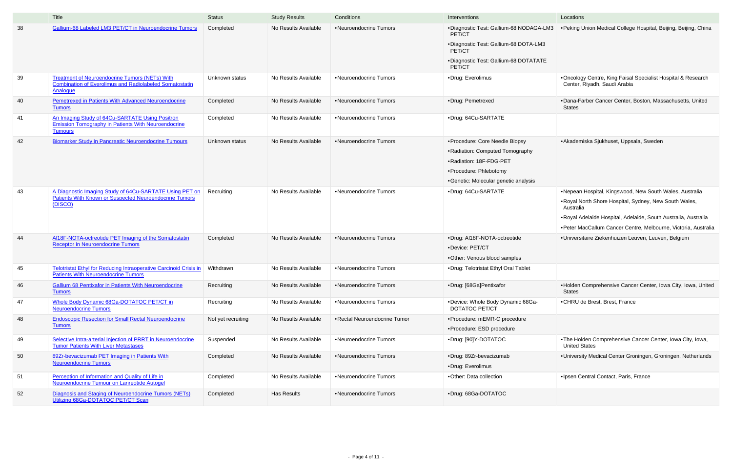|  | Title | Status | Study Results | Conditions | Interventions | Locations |
| --- | --- | --- | --- | --- | --- | --- |
| 38 | Gallium-68 Labeled LM3 PET/CT in Neuroendocrine Tumors | Completed | No Results Available | •Neuroendocrine Tumors | •Diagnostic Test: Gallium-68 NODAGA-LM3 PET/CT<br>•Diagnostic Test: Gallium-68 DOTA-LM3 PET/CT<br>•Diagnostic Test: Gallium-68 DOTATATE PET/CT | •Peking Union Medical College Hospital, Beijing, Beijing, China |
| 39 | Treatment of Neuroendocrine Tumors (NETs) With Combination of Everolimus and Radiolabeled Somatostatin Analogue | Unknown status | No Results Available | •Neuroendocrine Tumors | •Drug: Everolimus | •Oncology Centre, King Faisal Specialist Hospital & Research Center, Riyadh, Saudi Arabia |
| 40 | Pemetrexed in Patients With Advanced Neuroendocrine Tumors | Completed | No Results Available | •Neuroendocrine Tumors | •Drug: Pemetrexed | •Dana-Farber Cancer Center, Boston, Massachusetts, United States |
| 41 | An Imaging Study of 64Cu-SARTATE Using Positron Emission Tomography in Patients With Neuroendocrine Tumours | Completed | No Results Available | •Neuroendocrine Tumors | •Drug: 64Cu-SARTATE |  |
| 42 | Biomarker Study in Pancreatic Neuroendocrine Tumours | Unknown status | No Results Available | •Neuroendocrine Tumors | •Procedure: Core Needle Biopsy<br>•Radiation: Computed Tomography<br>•Radiation: 18F-FDG-PET<br>•Procedure: Phlebotomy<br>•Genetic: Molecular genetic analysis | •Akademiska Sjukhuset, Uppsala, Sweden |
| 43 | A Diagnostic Imaging Study of 64Cu-SARTATE Using PET on Patients With Known or Suspected Neuroendocrine Tumors (DISCO) | Recruiting | No Results Available | •Neuroendocrine Tumors | •Drug: 64Cu-SARTATE | •Nepean Hospital, Kingswood, New South Wales, Australia<br>•Royal North Shore Hospital, Sydney, New South Wales, Australia<br>•Royal Adelaide Hospital, Adelaide, South Australia, Australia<br>•Peter MacCallum Cancer Centre, Melbourne, Victoria, Australia |
| 44 | Al18F-NOTA-octreotide PET Imaging of the Somatostatin Receptor in Neuroendocrine Tumors | Completed | No Results Available | •Neuroendocrine Tumors | •Drug: Al18F-NOTA-octreotide<br>•Device: PET/CT<br>•Other: Venous blood samples | •Universitaire Ziekenhuizen Leuven, Leuven, Belgium |
| 45 | Telotristat Ethyl for Reducing Intraoperative Carcinoid Crisis in Patients With Neuroendocrine Tumors | Withdrawn | No Results Available | •Neuroendocrine Tumors | •Drug: Telotristat Ethyl Oral Tablet |  |
| 46 | Gallium 68 Pentixafor in Patients With Neuroendocrine Tumors | Recruiting | No Results Available | •Neuroendocrine Tumors | •Drug: [68Ga]Pentixafor | •Holden Comprehensive Cancer Center, Iowa City, Iowa, United States |
| 47 | Whole Body Dynamic 68Ga-DOTATOC PET/CT in Neuroendocrine Tumors | Recruiting | No Results Available | •Neuroendocrine Tumors | •Device: Whole Body Dynamic 68Ga-DOTATOC PET/CT | •CHRU de Brest, Brest, France |
| 48 | Endoscopic Resection for Small Rectal Neuroendocrine Tumors | Not yet recruiting | No Results Available | •Rectal Neuroendocrine Tumor | •Procedure: mEMR-C procedure<br>•Procedure: ESD procedure |  |
| 49 | Selective Intra-arterial Injection of PRRT in Neuroendocrine Tumor Patients With Liver Metastases | Suspended | No Results Available | •Neuroendocrine Tumors | •Drug: [90]Y-DOTATOC | •The Holden Comprehensive Cancer Center, Iowa City, Iowa, United States |
| 50 | 89Zr-bevacizumab PET Imaging in Patients With Neuroendocrine Tumors | Completed | No Results Available | •Neuroendocrine Tumors | •Drug: 89Zr-bevacizumab<br>•Drug: Everolimus | •University Medical Center Groningen, Groningen, Netherlands |
| 51 | Perception of Information and Quality of Life in Neuroendocrine Tumour on Lanreotide Autogel | Completed | No Results Available | •Neuroendocrine Tumors | •Other: Data collection | •Ipsen Central Contact, Paris, France |
| 52 | Diagnosis and Staging of Neuroendocrine Tumors (NETs) Utilizing 68Ga-DOTATOC PET/CT Scan | Completed | Has Results | •Neuroendocrine Tumors | •Drug: 68Ga-DOTATOC |  |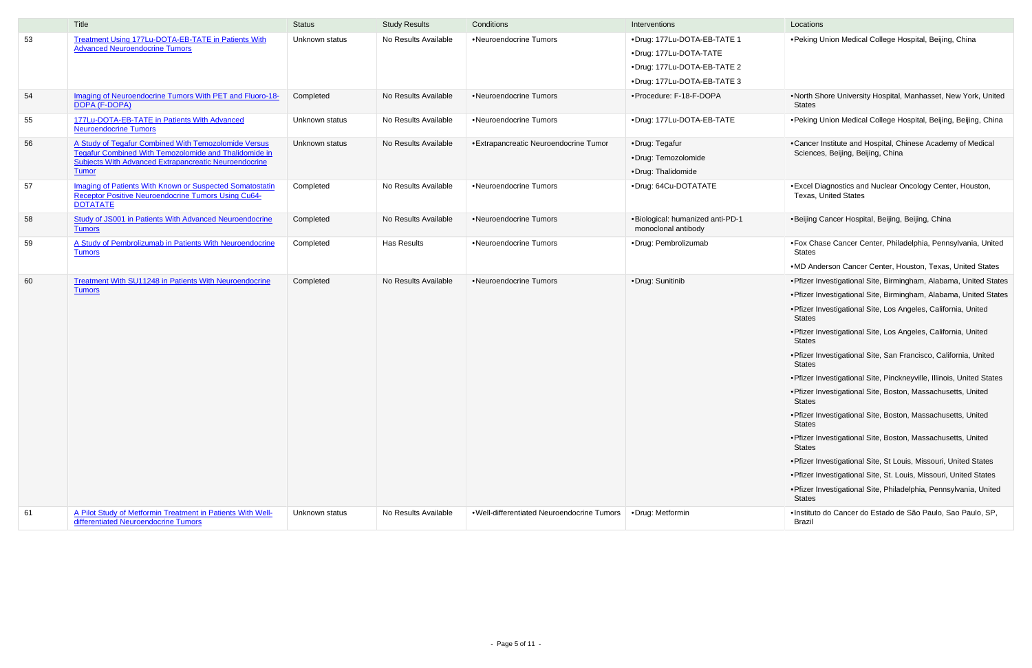| | Title | Status | Study Results | Conditions | Interventions | Locations |
|---|---|---|---|---|---|---|
| 53 | Treatment Using 177Lu-DOTA-EB-TATE in Patients With Advanced Neuroendocrine Tumors | Unknown status | No Results Available | •Neuroendocrine Tumors | •Drug: 177Lu-DOTA-EB-TATE 1<br>•Drug: 177Lu-DOTA-TATE<br>•Drug: 177Lu-DOTA-EB-TATE 2<br>•Drug: 177Lu-DOTA-EB-TATE 3 | •Peking Union Medical College Hospital, Beijing, China |
| 54 | Imaging of Neuroendocrine Tumors With PET and Fluoro-18-DOPA (F-DOPA) | Completed | No Results Available | •Neuroendocrine Tumors | •Procedure: F-18-F-DOPA | •North Shore University Hospital, Manhasset, New York, United States |
| 55 | 177Lu-DOTA-EB-TATE in Patients With Advanced Neuroendocrine Tumors | Unknown status | No Results Available | •Neuroendocrine Tumors | •Drug: 177Lu-DOTA-EB-TATE | •Peking Union Medical College Hospital, Beijing, Beijing, China |
| 56 | A Study of Tegafur Combined With Temozolomide Versus Tegafur Combined With Temozolomide and Thalidomide in Subjects With Advanced Extrapancreatic Neuroendocrine Tumor | Unknown status | No Results Available | •Extrapancreatic Neuroendocrine Tumor | •Drug: Tegafur<br>•Drug: Temozolomide<br>•Drug: Thalidomide | •Cancer Institute and Hospital, Chinese Academy of Medical Sciences, Beijing, Beijing, China |
| 57 | Imaging of Patients With Known or Suspected Somatostatin Receptor Positive Neuroendocrine Tumors Using Cu64-DOTATATE | Completed | No Results Available | •Neuroendocrine Tumors | •Drug: 64Cu-DOTATATE | •Excel Diagnostics and Nuclear Oncology Center, Houston, Texas, United States |
| 58 | Study of JS001 in Patients With Advanced Neuroendocrine Tumors | Completed | No Results Available | •Neuroendocrine Tumors | •Biological: humanized anti-PD-1 monoclonal antibody | •Beijing Cancer Hospital, Beijing, Beijing, China |
| 59 | A Study of Pembrolizumab in Patients With Neuroendocrine Tumors | Completed | Has Results | •Neuroendocrine Tumors | •Drug: Pembrolizumab | •Fox Chase Cancer Center, Philadelphia, Pennsylvania, United States<br>•MD Anderson Cancer Center, Houston, Texas, United States |
| 60 | Treatment With SU11248 in Patients With Neuroendocrine Tumors | Completed | No Results Available | •Neuroendocrine Tumors | •Drug: Sunitinib | •Pfizer Investigational Site, Birmingham, Alabama, United States<br>•Pfizer Investigational Site, Birmingham, Alabama, United States<br>•Pfizer Investigational Site, Los Angeles, California, United States<br>•Pfizer Investigational Site, Los Angeles, California, United States<br>•Pfizer Investigational Site, San Francisco, California, United States<br>•Pfizer Investigational Site, Pinckneyville, Illinois, United States<br>•Pfizer Investigational Site, Boston, Massachusetts, United States<br>•Pfizer Investigational Site, Boston, Massachusetts, United States<br>•Pfizer Investigational Site, Boston, Massachusetts, United States<br>•Pfizer Investigational Site, St Louis, Missouri, United States<br>•Pfizer Investigational Site, St. Louis, Missouri, United States<br>•Pfizer Investigational Site, Philadelphia, Pennsylvania, United States |
| 61 | A Pilot Study of Metformin Treatment in Patients With Well-differentiated Neuroendocrine Tumors | Unknown status | No Results Available | •Well-differentiated Neuroendocrine Tumors | •Drug: Metformin | •Instituto do Cancer do Estado de São Paulo, Sao Paulo, SP, Brazil |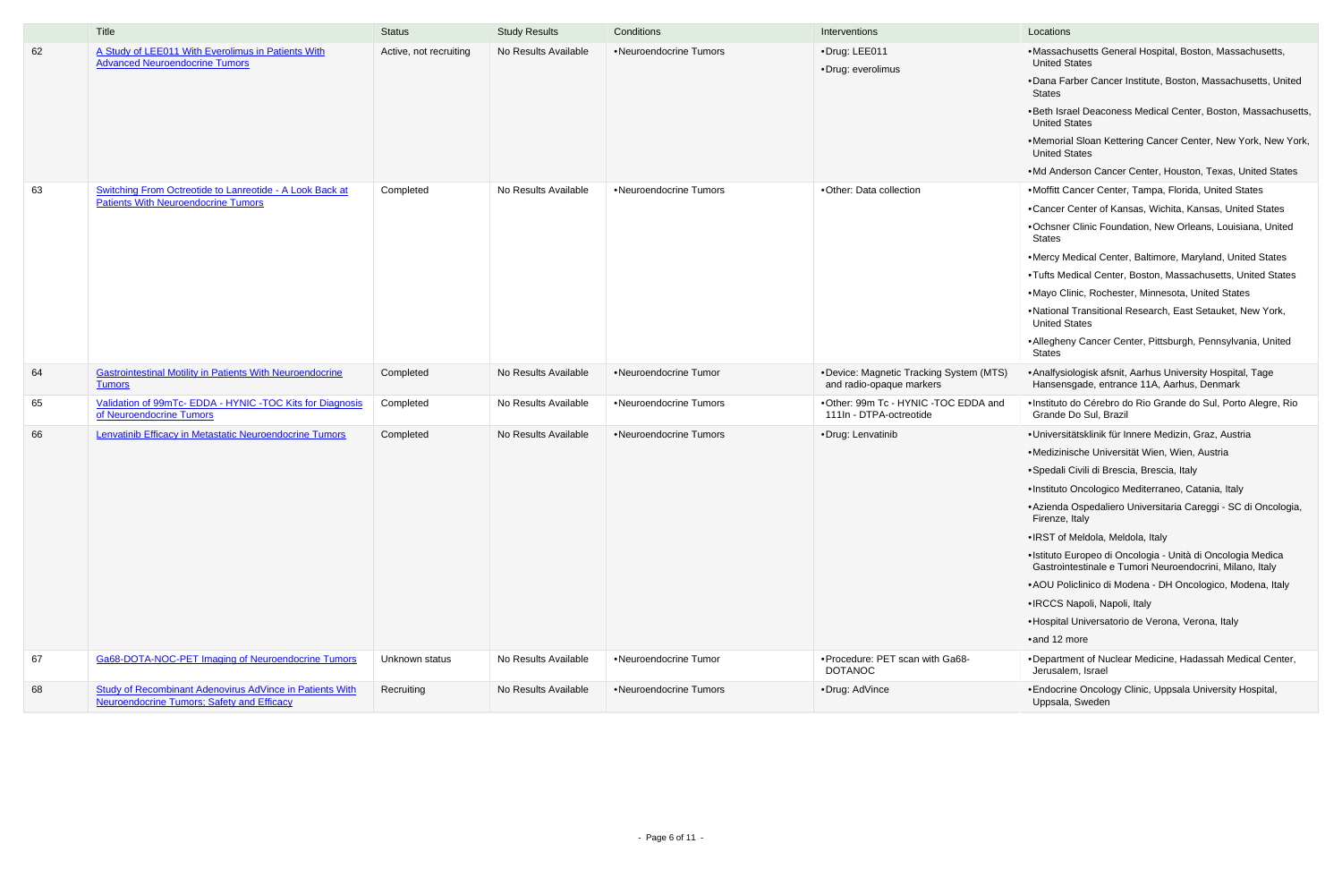| | Title | Status | Study Results | Conditions | Interventions | Locations |
|---|---|---|---|---|---|---|
| 62 | A Study of LEE011 With Everolimus in Patients With Advanced Neuroendocrine Tumors | Active, not recruiting | No Results Available | •Neuroendocrine Tumors | •Drug: LEE011<br>•Drug: everolimus | •Massachusetts General Hospital, Boston, Massachusetts, United States<br>•Dana Farber Cancer Institute, Boston, Massachusetts, United States<br>•Beth Israel Deaconess Medical Center, Boston, Massachusetts, United States<br>•Memorial Sloan Kettering Cancer Center, New York, New York, United States<br>•Md Anderson Cancer Center, Houston, Texas, United States |
| 63 | Switching From Octreotide to Lanreotide - A Look Back at Patients With Neuroendocrine Tumors | Completed | No Results Available | •Neuroendocrine Tumors | •Other: Data collection | •Moffitt Cancer Center, Tampa, Florida, United States<br>•Cancer Center of Kansas, Wichita, Kansas, United States<br>•Ochsner Clinic Foundation, New Orleans, Louisiana, United States<br>•Mercy Medical Center, Baltimore, Maryland, United States<br>•Tufts Medical Center, Boston, Massachusetts, United States<br>•Mayo Clinic, Rochester, Minnesota, United States<br>•National Transitional Research, East Setauket, New York, United States<br>•Allegheny Cancer Center, Pittsburgh, Pennsylvania, United States |
| 64 | Gastrointestinal Motility in Patients With Neuroendocrine Tumors | Completed | No Results Available | •Neuroendocrine Tumor | •Device: Magnetic Tracking System (MTS) and radio-opaque markers | •Analfysiologisk afsnit, Aarhus University Hospital, Tage Hansensgade, entrance 11A, Aarhus, Denmark |
| 65 | Validation of 99mTc- EDDA - HYNIC -TOC Kits for Diagnosis of Neuroendocrine Tumors | Completed | No Results Available | •Neuroendocrine Tumors | •Other: 99m Tc - HYNIC -TOC EDDA and 111In - DTPA-octreotide | •Instituto do Cérebro do Rio Grande do Sul, Porto Alegre, Rio Grande Do Sul, Brazil |
| 66 | Lenvatinib Efficacy in Metastatic Neuroendocrine Tumors | Completed | No Results Available | •Neuroendocrine Tumors | •Drug: Lenvatinib | •Universitätsklinik für Innere Medizin, Graz, Austria<br>•Medizinische Universität Wien, Wien, Austria<br>•Spedali Civili di Brescia, Brescia, Italy<br>•Instituto Oncologico Mediterraneo, Catania, Italy<br>•Azienda Ospedaliero Universitaria Careggi - SC di Oncologia, Firenze, Italy<br>•IRST of Meldola, Meldola, Italy<br>•Istituto Europeo di Oncologia - Unità di Oncologia Medica Gastrointestinale e Tumori Neuroendocrini, Milano, Italy<br>•AOU Policlinico di Modena - DH Oncologico, Modena, Italy<br>•IRCCS Napoli, Napoli, Italy<br>•Hospital Universatorio de Verona, Verona, Italy<br>•and 12 more |
| 67 | Ga68-DOTA-NOC-PET Imaging of Neuroendocrine Tumors | Unknown status | No Results Available | •Neuroendocrine Tumor | •Procedure: PET scan with Ga68-DOTANOC | •Department of Nuclear Medicine, Hadassah Medical Center, Jerusalem, Israel |
| 68 | Study of Recombinant Adenovirus AdVince in Patients With Neuroendocrine Tumors; Safety and Efficacy | Recruiting | No Results Available | •Neuroendocrine Tumors | •Drug: AdVince | •Endocrine Oncology Clinic, Uppsala University Hospital, Uppsala, Sweden |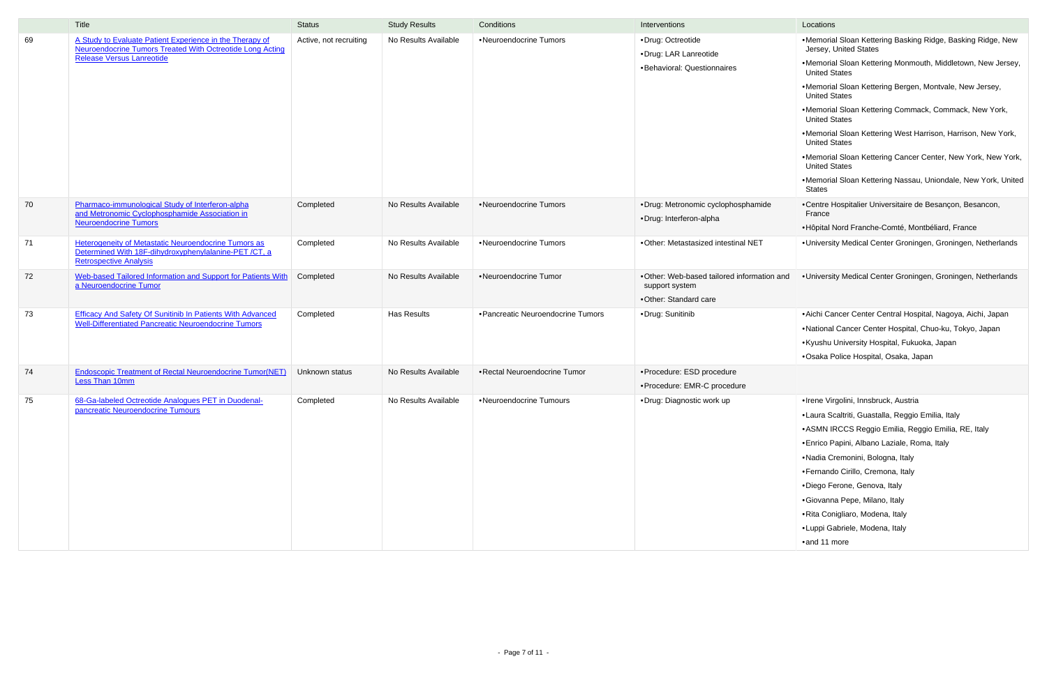| | Title | Status | Study Results | Conditions | Interventions | Locations |
|---|---|---|---|---|---|---|
| 69 | A Study to Evaluate Patient Experience in the Therapy of Neuroendocrine Tumors Treated With Octreotide Long Acting Release Versus Lanreotide | Active, not recruiting | No Results Available | •Neuroendocrine Tumors | •Drug: Octreotide<br>•Drug: LAR Lanreotide<br>•Behavioral: Questionnaires | •Memorial Sloan Kettering Basking Ridge, Basking Ridge, New Jersey, United States<br>•Memorial Sloan Kettering Monmouth, Middletown, New Jersey, United States<br>•Memorial Sloan Kettering Bergen, Montvale, New Jersey, United States<br>•Memorial Sloan Kettering Commack, Commack, New York, United States<br>•Memorial Sloan Kettering West Harrison, Harrison, New York, United States<br>•Memorial Sloan Kettering Cancer Center, New York, New York, United States<br>•Memorial Sloan Kettering Nassau, Uniondale, New York, United States |
| 70 | Pharmaco-immunological Study of Interferon-alpha and Metronomic Cyclophosphamide Association in Neuroendocrine Tumors | Completed | No Results Available | •Neuroendocrine Tumors | •Drug: Metronomic cyclophosphamide<br>•Drug: Interferon-alpha | •Centre Hospitalier Universitaire de Besançon, Besancon, France<br>•Hôpital Nord Franche-Comté, Montbéliard, France |
| 71 | Heterogeneity of Metastatic Neuroendocrine Tumors as Determined With 18F-dihydroxyphenylalanine-PET /CT, a Retrospective Analysis | Completed | No Results Available | •Neuroendocrine Tumors | •Other: Metastasized intestinal NET | •University Medical Center Groningen, Groningen, Netherlands |
| 72 | Web-based Tailored Information and Support for Patients With a Neuroendocrine Tumor | Completed | No Results Available | •Neuroendocrine Tumor | •Other: Web-based tailored information and support system<br>•Other: Standard care | •University Medical Center Groningen, Groningen, Netherlands |
| 73 | Efficacy And Safety Of Sunitinib In Patients With Advanced Well-Differentiated Pancreatic Neuroendocrine Tumors | Completed | Has Results | •Pancreatic Neuroendocrine Tumors | •Drug: Sunitinib | •Aichi Cancer Center Central Hospital, Nagoya, Aichi, Japan<br>•National Cancer Center Hospital, Chuo-ku, Tokyo, Japan<br>•Kyushu University Hospital, Fukuoka, Japan<br>•Osaka Police Hospital, Osaka, Japan |
| 74 | Endoscopic Treatment of Rectal Neuroendocrine Tumor(NET) Less Than 10mm | Unknown status | No Results Available | •Rectal Neuroendocrine Tumor | •Procedure: ESD procedure<br>•Procedure: EMR-C procedure | |
| 75 | 68-Ga-labeled Octreotide Analogues PET in Duodenal-pancreatic Neuroendocrine Tumours | Completed | No Results Available | •Neuroendocrine Tumours | •Drug: Diagnostic work up | •Irene Virgolini, Innsbruck, Austria<br>•Laura Scaltriti, Guastalla, Reggio Emilia, Italy<br>•ASMN IRCCS Reggio Emilia, Reggio Emilia, RE, Italy<br>•Enrico Papini, Albano Laziale, Roma, Italy<br>•Nadia Cremonini, Bologna, Italy<br>•Fernando Cirillo, Cremona, Italy<br>•Diego Ferone, Genova, Italy<br>•Giovanna Pepe, Milano, Italy<br>•Rita Conigliaro, Modena, Italy<br>•Luppi Gabriele, Modena, Italy<br>•and 11 more |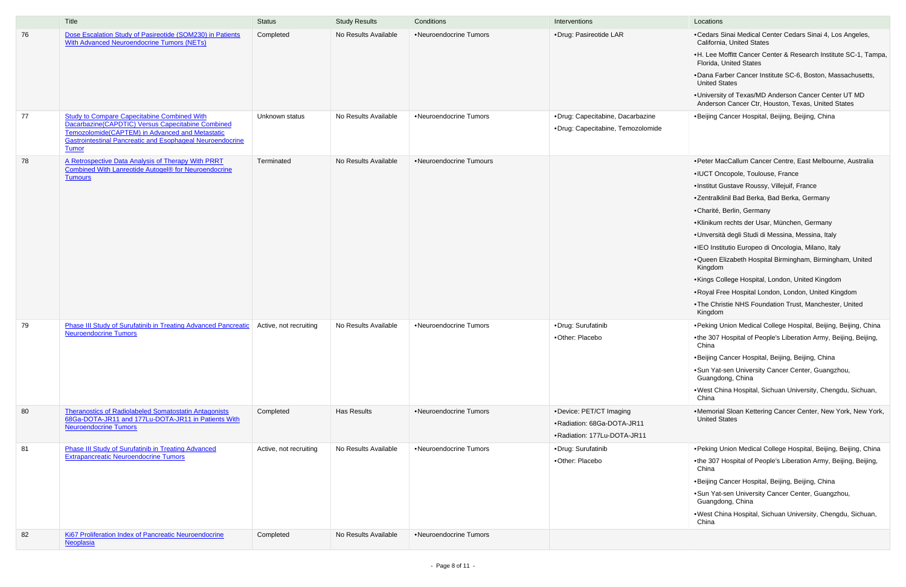|  | Title | Status | Study Results | Conditions | Interventions | Locations |
|---|---|---|---|---|---|---|
| 76 | Dose Escalation Study of Pasireotide (SOM230) in Patients With Advanced Neuroendocrine Tumors (NETs) | Completed | No Results Available | •Neuroendocrine Tumors | •Drug: Pasireotide LAR | •Cedars Sinai Medical Center Cedars Sinai 4, Los Angeles, California, United States<br>•H. Lee Moffitt Cancer Center & Research Institute SC-1, Tampa, Florida, United States<br>•Dana Farber Cancer Institute SC-6, Boston, Massachusetts, United States<br>•University of Texas/MD Anderson Cancer Center UT MD Anderson Cancer Ctr, Houston, Texas, United States |
| 77 | Study to Compare Capecitabine Combined With Dacarbazine(CAPDTIC) Versus Capecitabine Combined Temozolomide(CAPTEM) in Advanced and Metastatic Gastrointestinal Pancreatic and Esophageal Neuroendocrine Tumor | Unknown status | No Results Available | •Neuroendocrine Tumors | •Drug: Capecitabine, Dacarbazine<br>•Drug: Capecitabine, Temozolomide | •Beijing Cancer Hospital, Beijing, Beijing, China |
| 78 | A Retrospective Data Analysis of Therapy With PRRT Combined With Lanreotide Autogel® for Neuroendocrine Tumours | Terminated | No Results Available | •Neuroendocrine Tumours |  | •Peter MacCallum Cancer Centre, East Melbourne, Australia<br>•IUCT Oncopole, Toulouse, France<br>•Institut Gustave Roussy, Villejuif, France<br>•Zentralklinil Bad Berka, Bad Berka, Germany<br>•Charité, Berlin, Germany<br>•Klinikum rechts der Usar, München, Germany<br>•Unversità degli Studi di Messina, Messina, Italy<br>•IEO Institutio Europeo di Oncologia, Milano, Italy<br>•Queen Elizabeth Hospital Birmingham, Birmingham, United Kingdom<br>•Kings College Hospital, London, United Kingdom<br>•Royal Free Hospital London, London, United Kingdom<br>•The Christie NHS Foundation Trust, Manchester, United Kingdom |
| 79 | Phase III Study of Surufatinib in Treating Advanced Pancreatic Neuroendocrine Tumors | Active, not recruiting | No Results Available | •Neuroendocrine Tumors | •Drug: Surufatinib<br>•Other: Placebo | •Peking Union Medical College Hospital, Beijing, Beijing, China<br>•the 307 Hospital of People's Liberation Army, Beijing, Beijing, China<br>•Beijing Cancer Hospital, Beijing, Beijing, China<br>•Sun Yat-sen University Cancer Center, Guangzhou, Guangdong, China<br>•West China Hospital, Sichuan University, Chengdu, Sichuan, China |
| 80 | Theranostics of Radiolabeled Somatostatin Antagonists 68Ga-DOTA-JR11 and 177Lu-DOTA-JR11 in Patients With Neuroendocrine Tumors | Completed | Has Results | •Neuroendocrine Tumors | •Device: PET/CT Imaging<br>•Radiation: 68Ga-DOTA-JR11<br>•Radiation: 177Lu-DOTA-JR11 | •Memorial Sloan Kettering Cancer Center, New York, New York, United States |
| 81 | Phase III Study of Surufatinib in Treating Advanced Extrapancreatic Neuroendocrine Tumors | Active, not recruiting | No Results Available | •Neuroendocrine Tumors | •Drug: Surufatinib<br>•Other: Placebo | •Peking Union Medical College Hospital, Beijing, Beijing, China<br>•the 307 Hospital of People's Liberation Army, Beijing, Beijing, China<br>•Beijing Cancer Hospital, Beijing, Beijing, China<br>•Sun Yat-sen University Cancer Center, Guangzhou, Guangdong, China<br>•West China Hospital, Sichuan University, Chengdu, Sichuan, China |
| 82 | Ki67 Proliferation Index of Pancreatic Neuroendocrine Neoplasia | Completed | No Results Available | •Neuroendocrine Tumors |  |  |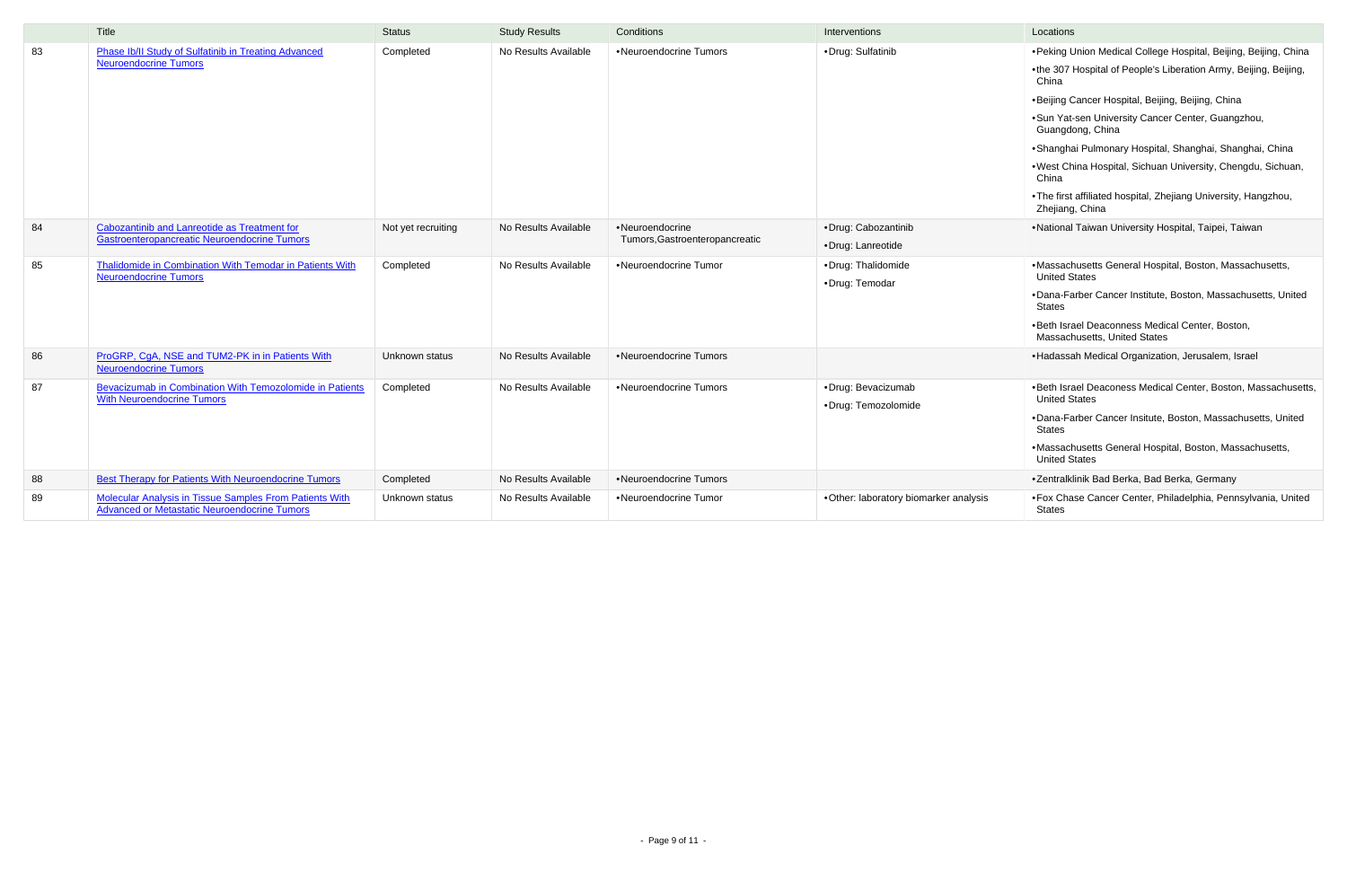| | Title | Status | Study Results | Conditions | Interventions | Locations |
|---|---|---|---|---|---|---|
| 83 | Phase Ib/II Study of Sulfatinib in Treating Advanced Neuroendocrine Tumors | Completed | No Results Available | •Neuroendocrine Tumors | •Drug: Sulfatinib | •Peking Union Medical College Hospital, Beijing, Beijing, China<br>•the 307 Hospital of People's Liberation Army, Beijing, Beijing, China<br>•Beijing Cancer Hospital, Beijing, Beijing, China<br>•Sun Yat-sen University Cancer Center, Guangzhou, Guangdong, China<br>•Shanghai Pulmonary Hospital, Shanghai, Shanghai, China<br>•West China Hospital, Sichuan University, Chengdu, Sichuan, China<br>•The first affiliated hospital, Zhejiang University, Hangzhou, Zhejiang, China |
| 84 | Cabozantinib and Lanreotide as Treatment for Gastroenteropancreatic Neuroendocrine Tumors | Not yet recruiting | No Results Available | •Neuroendocrine Tumors,Gastroenteropancreatic | •Drug: Cabozantinib<br>•Drug: Lanreotide | •National Taiwan University Hospital, Taipei, Taiwan |
| 85 | Thalidomide in Combination With Temodar in Patients With Neuroendocrine Tumors | Completed | No Results Available | •Neuroendocrine Tumor | •Drug: Thalidomide<br>•Drug: Temodar | •Massachusetts General Hospital, Boston, Massachusetts, United States<br>•Dana-Farber Cancer Institute, Boston, Massachusetts, United States<br>•Beth Israel Deaconness Medical Center, Boston, Massachusetts, United States |
| 86 | ProGRP, CgA, NSE and TUM2-PK in in Patients With Neuroendocrine Tumors | Unknown status | No Results Available | •Neuroendocrine Tumors | | •Hadassah Medical Organization, Jerusalem, Israel |
| 87 | Bevacizumab in Combination With Temozolomide in Patients With Neuroendocrine Tumors | Completed | No Results Available | •Neuroendocrine Tumors | •Drug: Bevacizumab<br>•Drug: Temozolomide | •Beth Israel Deaconess Medical Center, Boston, Massachusetts, United States<br>•Dana-Farber Cancer Insitute, Boston, Massachusetts, United States<br>•Massachusetts General Hospital, Boston, Massachusetts, United States |
| 88 | Best Therapy for Patients With Neuroendocrine Tumors | Completed | No Results Available | •Neuroendocrine Tumors | | •Zentralklinik Bad Berka, Bad Berka, Germany |
| 89 | Molecular Analysis in Tissue Samples From Patients With Advanced or Metastatic Neuroendocrine Tumors | Unknown status | No Results Available | •Neuroendocrine Tumor | •Other: laboratory biomarker analysis | •Fox Chase Cancer Center, Philadelphia, Pennsylvania, United States |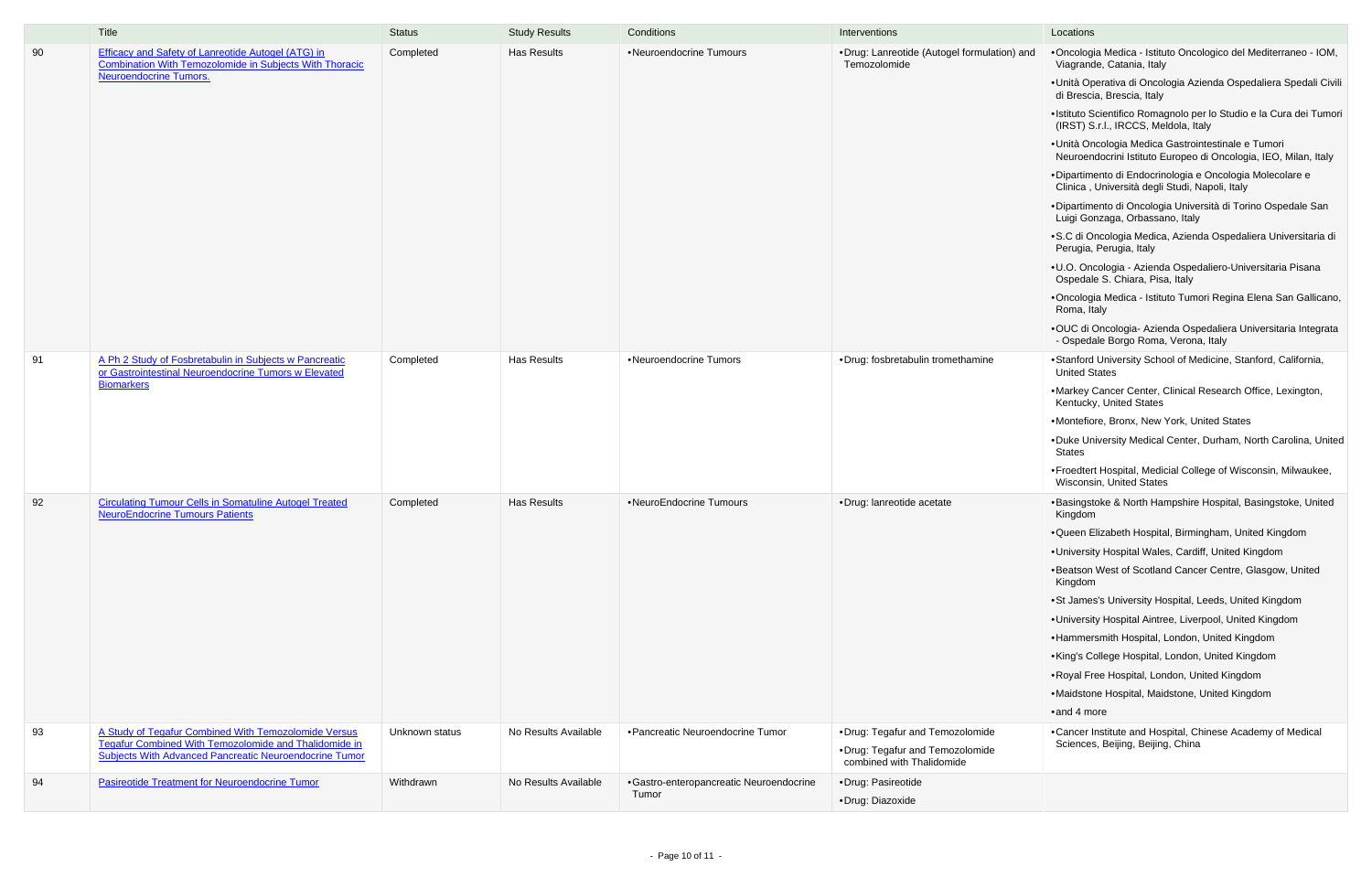|  | Title | Status | Study Results | Conditions | Interventions | Locations |
|---|---|---|---|---|---|---|
| 90 | Efficacy and Safety of Lanreotide Autogel (ATG) in Combination With Temozolomide in Subjects With Thoracic Neuroendocrine Tumors. | Completed | Has Results | • Neuroendocrine Tumours | • Drug: Lanreotide (Autogel formulation) and Temozolomide | • Oncologia Medica - Istituto Oncologico del Mediterraneo - IOM, Viagrande, Catania, Italy<br>• Unità Operativa di Oncologia Azienda Ospedaliera Spedali Civili di Brescia, Brescia, Italy<br>• Istituto Scientifico Romagnolo per lo Studio e la Cura dei Tumori (IRST) S.r.l., IRCCS, Meldola, Italy<br>• Unità Oncologia Medica Gastrointestinale e Tumori Neuroendocrini Istituto Europeo di Oncologia, IEO, Milan, Italy<br>• Dipartimento di Endocrinologia e Oncologia Molecolare e Clinica , Università degli Studi, Napoli, Italy<br>• Dipartimento di Oncologia Università di Torino Ospedale San Luigi Gonzaga, Orbassano, Italy<br>• S.C di Oncologia Medica, Azienda Ospedaliera Universitaria di Perugia, Perugia, Italy<br>• U.O. Oncologia - Azienda Ospedaliero-Universitaria Pisana Ospedale S. Chiara, Pisa, Italy<br>• Oncologia Medica - Istituto Tumori Regina Elena San Gallicano, Roma, Italy<br>• OUC di Oncologia- Azienda Ospedaliera Universitaria Integrata - Ospedale Borgo Roma, Verona, Italy |
| 91 | A Ph 2 Study of Fosbretabulin in Subjects w Pancreatic or Gastrointestinal Neuroendocrine Tumors w Elevated Biomarkers | Completed | Has Results | • Neuroendocrine Tumors | • Drug: fosbretabulin tromethamine | • Stanford University School of Medicine, Stanford, California, United States<br>• Markey Cancer Center, Clinical Research Office, Lexington, Kentucky, United States<br>• Montefiore, Bronx, New York, United States<br>• Duke University Medical Center, Durham, North Carolina, United States<br>• Froedtert Hospital, Medicial College of Wisconsin, Milwaukee, Wisconsin, United States |
| 92 | Circulating Tumour Cells in Somatuline Autogel Treated NeuroEndocrine Tumours Patients | Completed | Has Results | • NeuroEndocrine Tumours | • Drug: lanreotide acetate | • Basingstoke & North Hampshire Hospital, Basingstoke, United Kingdom<br>• Queen Elizabeth Hospital, Birmingham, United Kingdom<br>• University Hospital Wales, Cardiff, United Kingdom<br>• Beatson West of Scotland Cancer Centre, Glasgow, United Kingdom<br>• St James's University Hospital, Leeds, United Kingdom<br>• University Hospital Aintree, Liverpool, United Kingdom<br>• Hammersmith Hospital, London, United Kingdom<br>• King's College Hospital, London, United Kingdom<br>• Royal Free Hospital, London, United Kingdom<br>• Maidstone Hospital, Maidstone, United Kingdom<br>• and 4 more |
| 93 | A Study of Tegafur Combined With Temozolomide Versus Tegafur Combined With Temozolomide and Thalidomide in Subjects With Advanced Pancreatic Neuroendocrine Tumor | Unknown status | No Results Available | • Pancreatic Neuroendocrine Tumor | • Drug: Tegafur and Temozolomide<br>• Drug: Tegafur and Temozolomide combined with Thalidomide | • Cancer Institute and Hospital, Chinese Academy of Medical Sciences, Beijing, Beijing, China |
| 94 | Pasireotide Treatment for Neuroendocrine Tumor | Withdrawn | No Results Available | • Gastro-enteropancreatic Neuroendocrine Tumor | • Drug: Pasireotide<br>• Drug: Diazoxide | |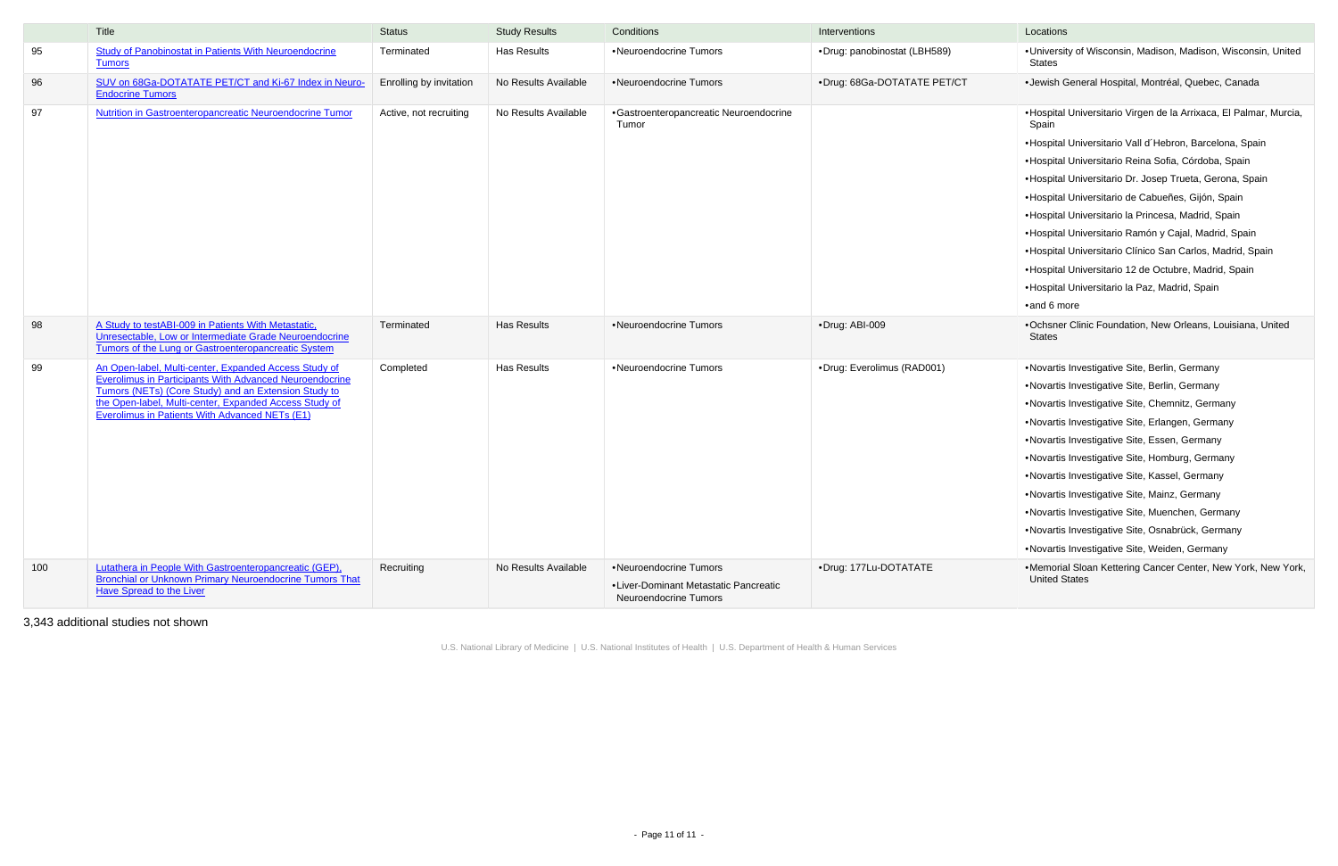| | Title | Status | Study Results | Conditions | Interventions | Locations |
|---|---|---|---|---|---|---|
| 95 | Study of Panobinostat in Patients With Neuroendocrine Tumors | Terminated | Has Results | •Neuroendocrine Tumors | •Drug: panobinostat (LBH589) | •University of Wisconsin, Madison, Madison, Wisconsin, United States |
| 96 | SUV on 68Ga-DOTATATE PET/CT and Ki-67 Index in Neuro-Endocrine Tumors | Enrolling by invitation | No Results Available | •Neuroendocrine Tumors | •Drug: 68Ga-DOTATATE PET/CT | •Jewish General Hospital, Montréal, Quebec, Canada |
| 97 | Nutrition in Gastroenteropancreatic Neuroendocrine Tumor | Active, not recruiting | No Results Available | •Gastroenteropancreatic Neuroendocrine Tumor | | •Hospital Universitario Virgen de la Arrixaca, El Palmar, Murcia, Spain<br>•Hospital Universitario Vall d´Hebron, Barcelona, Spain<br>•Hospital Universitario Reina Sofia, Córdoba, Spain<br>•Hospital Universitario Dr. Josep Trueta, Gerona, Spain<br>•Hospital Universitario de Cabueñes, Gijón, Spain<br>•Hospital Universitario la Princesa, Madrid, Spain<br>•Hospital Universitario Ramón y Cajal, Madrid, Spain<br>•Hospital Universitario Clínico San Carlos, Madrid, Spain<br>•Hospital Universitario 12 de Octubre, Madrid, Spain<br>•Hospital Universitario la Paz, Madrid, Spain<br>•and 6 more |
| 98 | A Study to testABI-009 in Patients With Metastatic, Unresectable, Low or Intermediate Grade Neuroendocrine Tumors of the Lung or Gastroenteropancreatic System | Terminated | Has Results | •Neuroendocrine Tumors | •Drug: ABI-009 | •Ochsner Clinic Foundation, New Orleans, Louisiana, United States |
| 99 | An Open-label, Multi-center, Expanded Access Study of Everolimus in Participants With Advanced Neuroendocrine Tumors (NETs) (Core Study) and an Extension Study to the Open-label, Multi-center, Expanded Access Study of Everolimus in Patients With Advanced NETs (E1) | Completed | Has Results | •Neuroendocrine Tumors | •Drug: Everolimus (RAD001) | •Novartis Investigative Site, Berlin, Germany<br>•Novartis Investigative Site, Berlin, Germany<br>•Novartis Investigative Site, Chemnitz, Germany<br>•Novartis Investigative Site, Erlangen, Germany<br>•Novartis Investigative Site, Essen, Germany<br>•Novartis Investigative Site, Homburg, Germany<br>•Novartis Investigative Site, Kassel, Germany<br>•Novartis Investigative Site, Mainz, Germany<br>•Novartis Investigative Site, Muenchen, Germany<br>•Novartis Investigative Site, Osnabrück, Germany<br>•Novartis Investigative Site, Weiden, Germany |
| 100 | Lutathera in People With Gastroenteropancreatic (GEP), Bronchial or Unknown Primary Neuroendocrine Tumors That Have Spread to the Liver | Recruiting | No Results Available | •Neuroendocrine Tumors<br>•Liver-Dominant Metastatic Pancreatic Neuroendocrine Tumors | •Drug: 177Lu-DOTATATE | •Memorial Sloan Kettering Cancer Center, New York, New York, United States |

3,343 additional studies not shown

U.S. National Library of Medicine | U.S. National Institutes of Health | U.S. Department of Health & Human Services